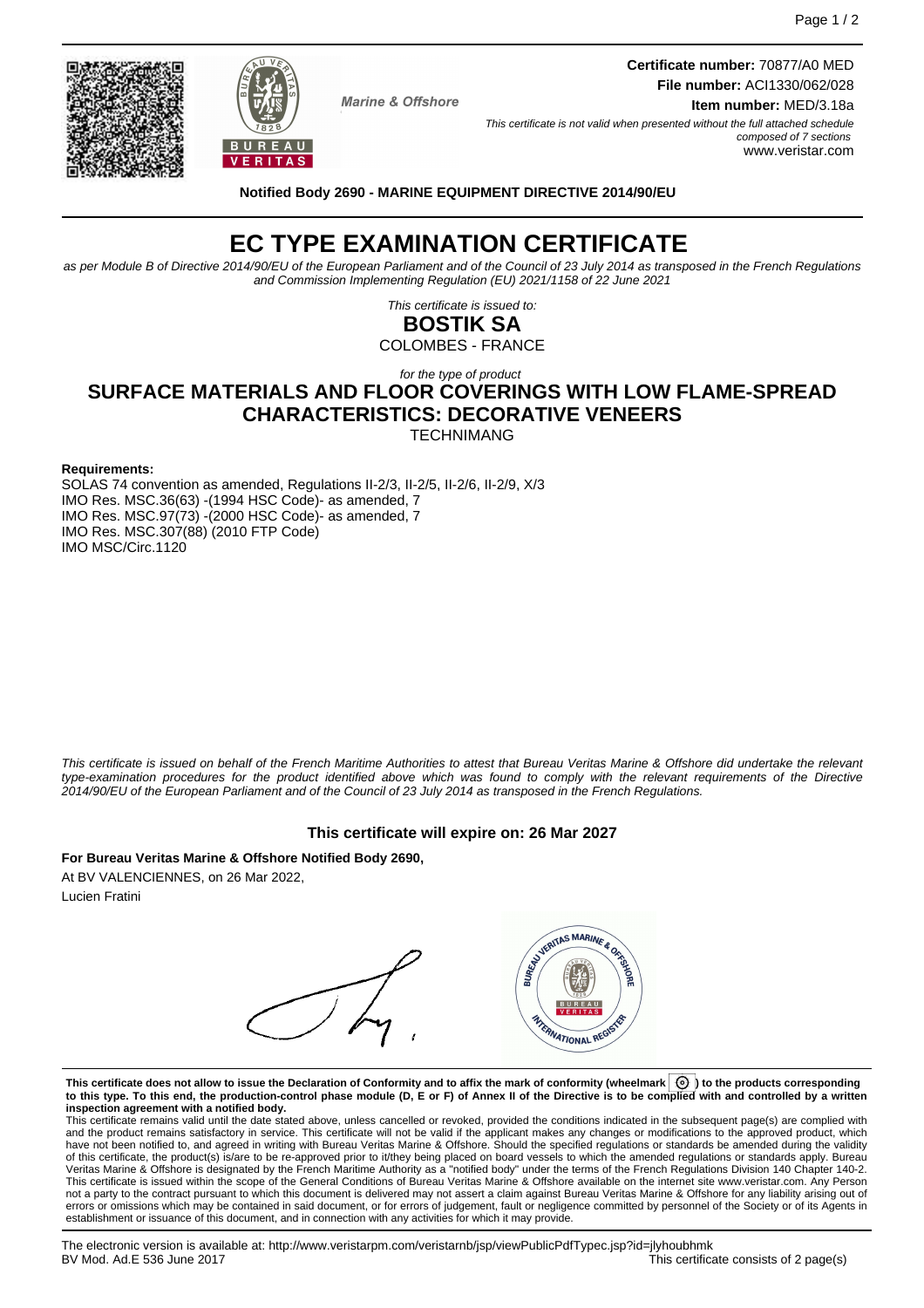Marine & Offshore

**Certificate number:** 70877/A0 MED
**File number:** ACI1330/062/028
**Item number:** MED/3.18a

*This certificate is not valid when presented without the full attached schedule composed of 7 sections*
www.veristar.com

**Notified Body 2690 - MARINE EQUIPMENT DIRECTIVE 2014/90/EU**

# EC TYPE EXAMINATION CERTIFICATE

*as per Module B of Directive 2014/90/EU of the European Parliament and of the Council of 23 July 2014 as transposed in the French Regulations and Commission Implementing Regulation (EU) 2021/1158 of 22 June 2021*

*This certificate is issued to:*

**BOSTIK SA**

COLOMBES - FRANCE

*for the type of product*

## SURFACE MATERIALS AND FLOOR COVERINGS WITH LOW FLAME-SPREAD CHARACTERISTICS: DECORATIVE VENEERS

TECHNIMANG

**Requirements:**

SOLAS 74 convention as amended, Regulations II-2/3, II-2/5, II-2/6, II-2/9, X/3
IMO Res. MSC.36(63) -(1994 HSC Code)- as amended, 7
IMO Res. MSC.97(73) -(2000 HSC Code)- as amended, 7
IMO Res. MSC.307(88) (2010 FTP Code)
IMO MSC/Circ.1120

*This certificate is issued on behalf of the French Maritime Authorities to attest that Bureau Veritas Marine & Offshore did undertake the relevant type-examination procedures for the product identified above which was found to comply with the relevant requirements of the Directive 2014/90/EU of the European Parliament and of the Council of 23 July 2014 as transposed in the French Regulations.*

**This certificate will expire on: 26 Mar 2027**

**For Bureau Veritas Marine & Offshore Notified Body 2690,**

At BV VALENCIENNES, on 26 Mar 2022,
Lucien Fratini

**This certificate does not allow to issue the Declaration of Conformity and to affix the mark of conformity (wheelmark) to the products corresponding to this type. To this end, the production-control phase module (D, E or F) of Annex II of the Directive is to be complied with and controlled by a written inspection agreement with a notified body.**

This certificate remains valid until the date stated above, unless cancelled or revoked, provided the conditions indicated in the subsequent page(s) are complied with and the product remains satisfactory in service. This certificate will not be valid if the applicant makes any changes or modifications to the approved product, which have not been notified to, and agreed in writing with Bureau Veritas Marine & Offshore. Should the specified regulations or standards be amended during the validity of this certificate, the product(s) is/are to be re-approved prior to it/they being placed on board vessels to which the amended regulations or standards apply. Bureau Veritas Marine & Offshore is designated by the French Maritime Authority as a "notified body" under the terms of the French Regulations Division 140 Chapter 140-2. This certificate is issued within the scope of the General Conditions of Bureau Veritas Marine & Offshore available on the internet site www.veristar.com. Any Person not a party to the contract pursuant to which this document is delivered may not assert a claim against Bureau Veritas Marine & Offshore for any liability arising out of errors or omissions which may be contained in said document, or for errors of judgement, fault or negligence committed by personnel of the Society or of its Agents in establishment or issuance of this document, and in connection with any activities for which it may provide.

The electronic version is available at: http://www.veristarpm.com/veristarnb/jsp/viewPublicPdfTypec.jsp?id=jlyhoubhmk
BV Mod. Ad.E 536 June 2017 — This certificate consists of 2 page(s)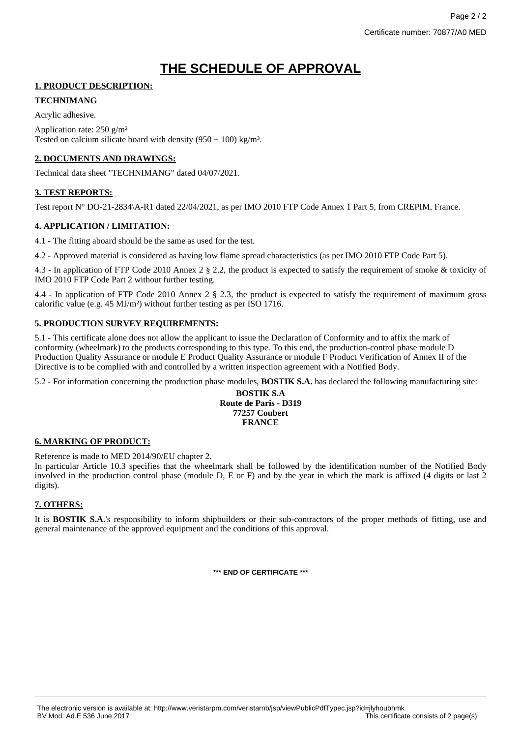# THE SCHEDULE OF APPROVAL

## 1. PRODUCT DESCRIPTION:

**TECHNIMANG**

Acrylic adhesive.

Application rate: 250 g/m²
Tested on calcium silicate board with density (950 ± 100) kg/m³.

## 2. DOCUMENTS AND DRAWINGS:

Technical data sheet "TECHNIMANG" dated 04/07/2021.

## 3. TEST REPORTS:

Test report N° DO-21-2834\A-R1 dated 22/04/2021, as per IMO 2010 FTP Code Annex 1 Part 5, from CREPIM, France.

## 4. APPLICATION / LIMITATION:

4.1 - The fitting aboard should be the same as used for the test.

4.2 - Approved material is considered as having low flame spread characteristics (as per IMO 2010 FTP Code Part 5).

4.3 - In application of FTP Code 2010 Annex 2 § 2.2, the product is expected to satisfy the requirement of smoke & toxicity of IMO 2010 FTP Code Part 2 without further testing.

4.4 - In application of FTP Code 2010 Annex 2 § 2.3, the product is expected to satisfy the requirement of maximum gross calorific value (e.g. 45 MJ/m²) without further testing as per ISO 1716.

## 5. PRODUCTION SURVEY REQUIREMENTS:

5.1 - This certificate alone does not allow the applicant to issue the Declaration of Conformity and to affix the mark of conformity (wheelmark) to the products corresponding to this type. To this end, the production-control phase module D Production Quality Assurance or module E Product Quality Assurance or module F Product Verification of Annex II of the Directive is to be complied with and controlled by a written inspection agreement with a Notified Body.

5.2 - For information concerning the production phase modules, **BOSTIK S.A.** has declared the following manufacturing site:

**BOSTIK S.A**
**Route de Paris - D319**
**77257 Coubert**
**FRANCE**

## 6. MARKING OF PRODUCT:

Reference is made to MED 2014/90/EU chapter 2.
In particular Article 10.3 specifies that the wheelmark shall be followed by the identification number of the Notified Body involved in the production control phase (module D, E or F) and by the year in which the mark is affixed (4 digits or last 2 digits).

## 7. OTHERS:

It is **BOSTIK S.A.**'s responsibility to inform shipbuilders or their sub-contractors of the proper methods of fitting, use and general maintenance of the approved equipment and the conditions of this approval.

**\*\*\* END OF CERTIFICATE \*\*\***

The electronic version is available at: http://www.veristarpm.com/veristarnb/jsp/viewPublicPdfTypec.jsp?id=jlyhoubhmk
BV Mod. Ad.E 536 June 2017 — This certificate consists of 2 page(s)